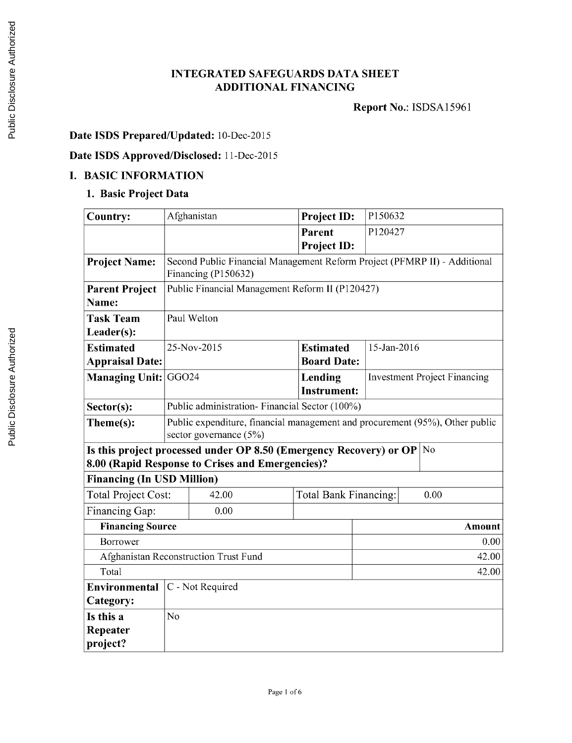# INTEGRATED SAFEGUARDS DATA SHEET
# ADDITIONAL FINANCING

**Report No.**: ISDSA15961

**Date ISDS Prepared/Updated:** 10-Dec-2015

**Date ISDS Approved/Disclosed:** 11-Dec-2015

## I. BASIC INFORMATION

### 1. Basic Project Data

| | | | |
|---|---|---|---|
| **Country:** | Afghanistan | **Project ID:** | P150632 |
| | | **Parent Project ID:** | P120427 |
| **Project Name:** | Second Public Financial Management Reform Project (PFMRP II) - Additional Financing (P150632) | | |
| **Parent Project Name:** | Public Financial Management Reform II (P120427) | | |
| **Task Team Leader(s):** | Paul Welton | | |
| **Estimated Appraisal Date:** | 25-Nov-2015 | **Estimated Board Date:** | 15-Jan-2016 |
| **Managing Unit:** | GGO24 | **Lending Instrument:** | Investment Project Financing |
| **Sector(s):** | Public administration- Financial Sector (100%) | | |
| **Theme(s):** | Public expenditure, financial management and procurement (95%), Other public sector governance (5%) | | |
| **Is this project processed under OP 8.50 (Emergency Recovery) or OP 8.00 (Rapid Response to Crises and Emergencies)?** | | | No |
| **Financing (In USD Million)** | | | |
| Total Project Cost: | 42.00 | Total Bank Financing: | 0.00 |
| Financing Gap: | 0.00 | | |
| **Financing Source** | | | **Amount** |
| Borrower | | | 0.00 |
| Afghanistan Reconstruction Trust Fund | | | 42.00 |
| Total | | | 42.00 |
| **Environmental Category:** | C - Not Required | | |
| **Is this a Repeater project?** | No | | |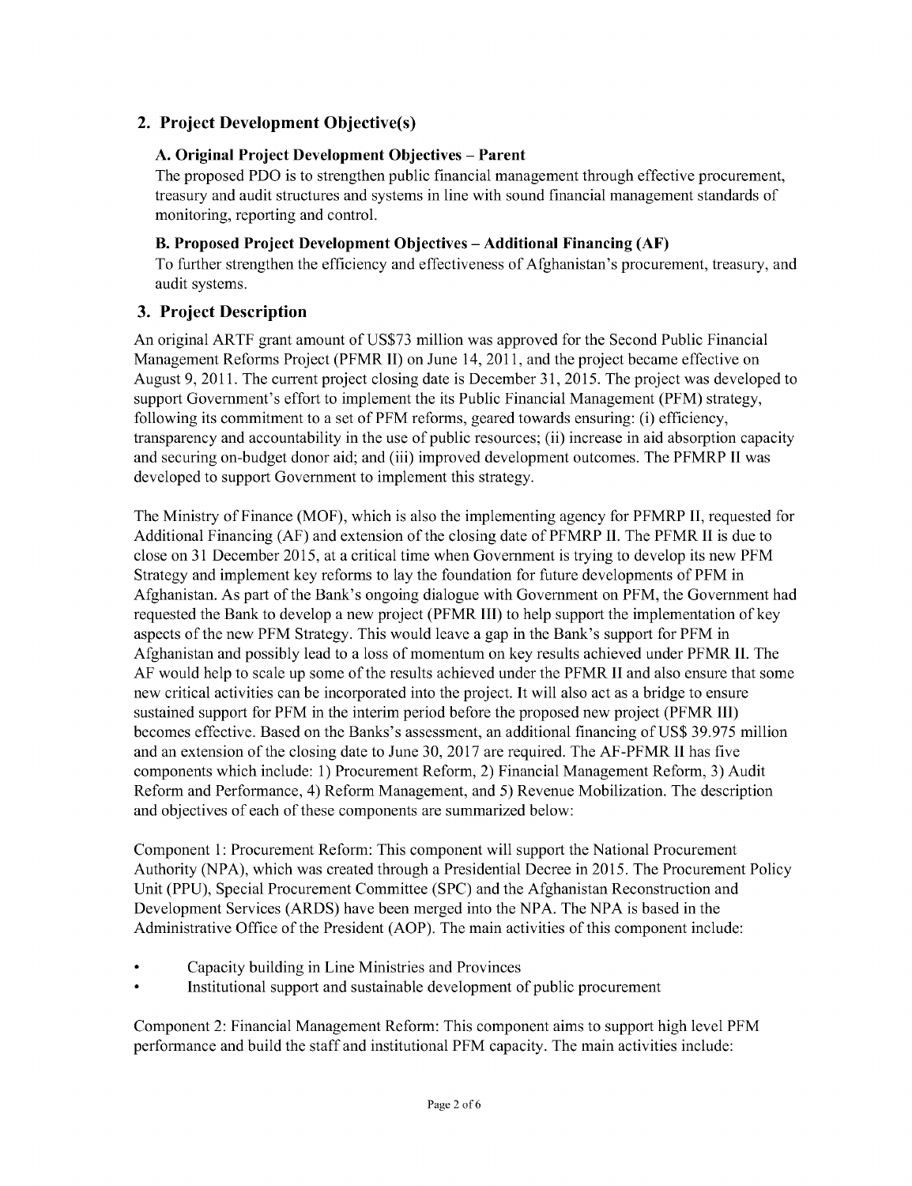## 2. Project Development Objective(s)

### A. Original Project Development Objectives – Parent

The proposed PDO is to strengthen public financial management through effective procurement, treasury and audit structures and systems in line with sound financial management standards of monitoring, reporting and control.

### B. Proposed Project Development Objectives – Additional Financing (AF)

To further strengthen the efficiency and effectiveness of Afghanistan's procurement, treasury, and audit systems.

## 3. Project Description

An original ARTF grant amount of US$73 million was approved for the Second Public Financial Management Reforms Project (PFMR II) on June 14, 2011, and the project became effective on August 9, 2011. The current project closing date is December 31, 2015. The project was developed to support Government's effort to implement the its Public Financial Management (PFM) strategy, following its commitment to a set of PFM reforms, geared towards ensuring: (i) efficiency, transparency and accountability in the use of public resources; (ii) increase in aid absorption capacity and securing on-budget donor aid; and (iii) improved development outcomes. The PFMRP II was developed to support Government to implement this strategy.

The Ministry of Finance (MOF), which is also the implementing agency for PFMRP II, requested for Additional Financing (AF) and extension of the closing date of PFMRP II. The PFMR II is due to close on 31 December 2015, at a critical time when Government is trying to develop its new PFM Strategy and implement key reforms to lay the foundation for future developments of PFM in Afghanistan. As part of the Bank's ongoing dialogue with Government on PFM, the Government had requested the Bank to develop a new project (PFMR III) to help support the implementation of key aspects of the new PFM Strategy. This would leave a gap in the Bank's support for PFM in Afghanistan and possibly lead to a loss of momentum on key results achieved under PFMR II. The AF would help to scale up some of the results achieved under the PFMR II and also ensure that some new critical activities can be incorporated into the project. It will also act as a bridge to ensure sustained support for PFM in the interim period before the proposed new project (PFMR III) becomes effective. Based on the Banks's assessment, an additional financing of US$ 39.975 million and an extension of the closing date to June 30, 2017 are required. The AF-PFMR II has five components which include: 1) Procurement Reform, 2) Financial Management Reform, 3) Audit Reform and Performance, 4) Reform Management, and 5) Revenue Mobilization. The description and objectives of each of these components are summarized below:

Component 1: Procurement Reform: This component will support the National Procurement Authority (NPA), which was created through a Presidential Decree in 2015. The Procurement Policy Unit (PPU), Special Procurement Committee (SPC) and the Afghanistan Reconstruction and Development Services (ARDS) have been merged into the NPA. The NPA is based in the Administrative Office of the President (AOP). The main activities of this component include:

- Capacity building in Line Ministries and Provinces
- Institutional support and sustainable development of public procurement

Component 2: Financial Management Reform: This component aims to support high level PFM performance and build the staff and institutional PFM capacity. The main activities include: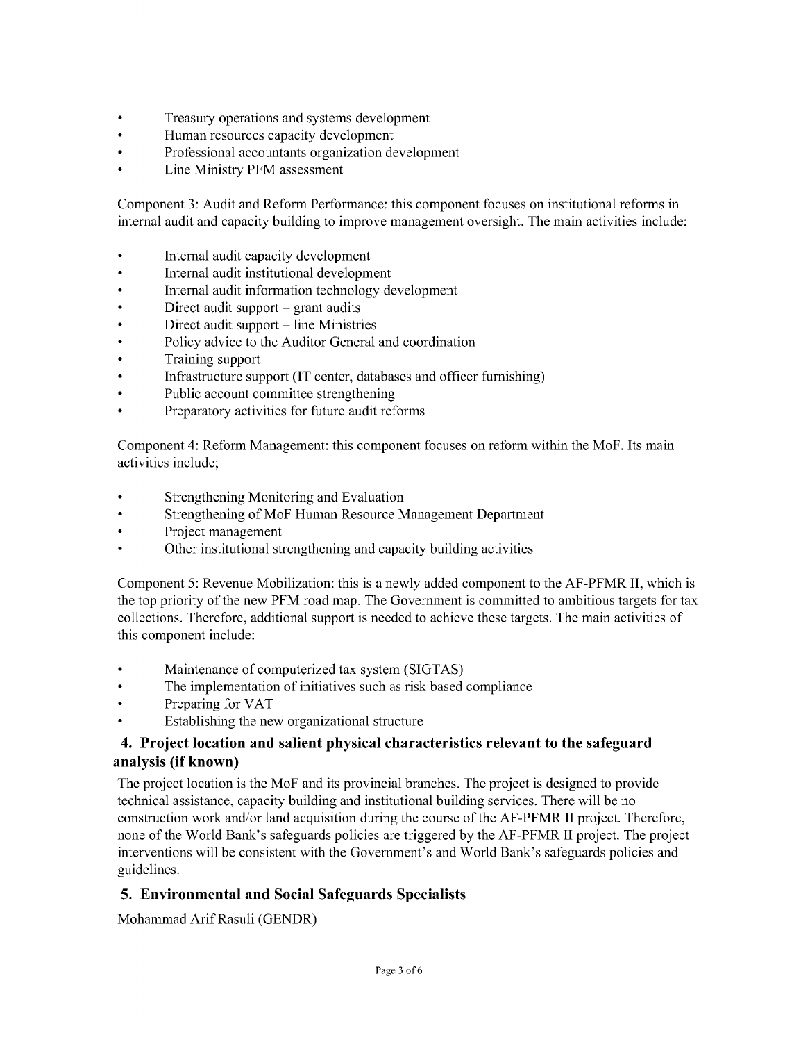- Treasury operations and systems development
- Human resources capacity development
- Professional accountants organization development
- Line Ministry PFM assessment

Component 3: Audit and Reform Performance: this component focuses on institutional reforms in internal audit and capacity building to improve management oversight. The main activities include:

- Internal audit capacity development
- Internal audit institutional development
- Internal audit information technology development
- Direct audit support – grant audits
- Direct audit support – line Ministries
- Policy advice to the Auditor General and coordination
- Training support
- Infrastructure support (IT center, databases and officer furnishing)
- Public account committee strengthening
- Preparatory activities for future audit reforms

Component 4: Reform Management: this component focuses on reform within the MoF. Its main activities include;

- Strengthening Monitoring and Evaluation
- Strengthening of MoF Human Resource Management Department
- Project management
- Other institutional strengthening and capacity building activities

Component 5: Revenue Mobilization: this is a newly added component to the AF-PFMR II, which is the top priority of the new PFM road map. The Government is committed to ambitious targets for tax collections. Therefore, additional support is needed to achieve these targets. The main activities of this component include:

- Maintenance of computerized tax system (SIGTAS)
- The implementation of initiatives such as risk based compliance
- Preparing for VAT
- Establishing the new organizational structure

## 4. Project location and salient physical characteristics relevant to the safeguard analysis (if known)

The project location is the MoF and its provincial branches. The project is designed to provide technical assistance, capacity building and institutional building services. There will be no construction work and/or land acquisition during the course of the AF-PFMR II project. Therefore, none of the World Bank's safeguards policies are triggered by the AF-PFMR II project. The project interventions will be consistent with the Government's and World Bank's safeguards policies and guidelines.

## 5. Environmental and Social Safeguards Specialists

Mohammad Arif Rasuli (GENDR)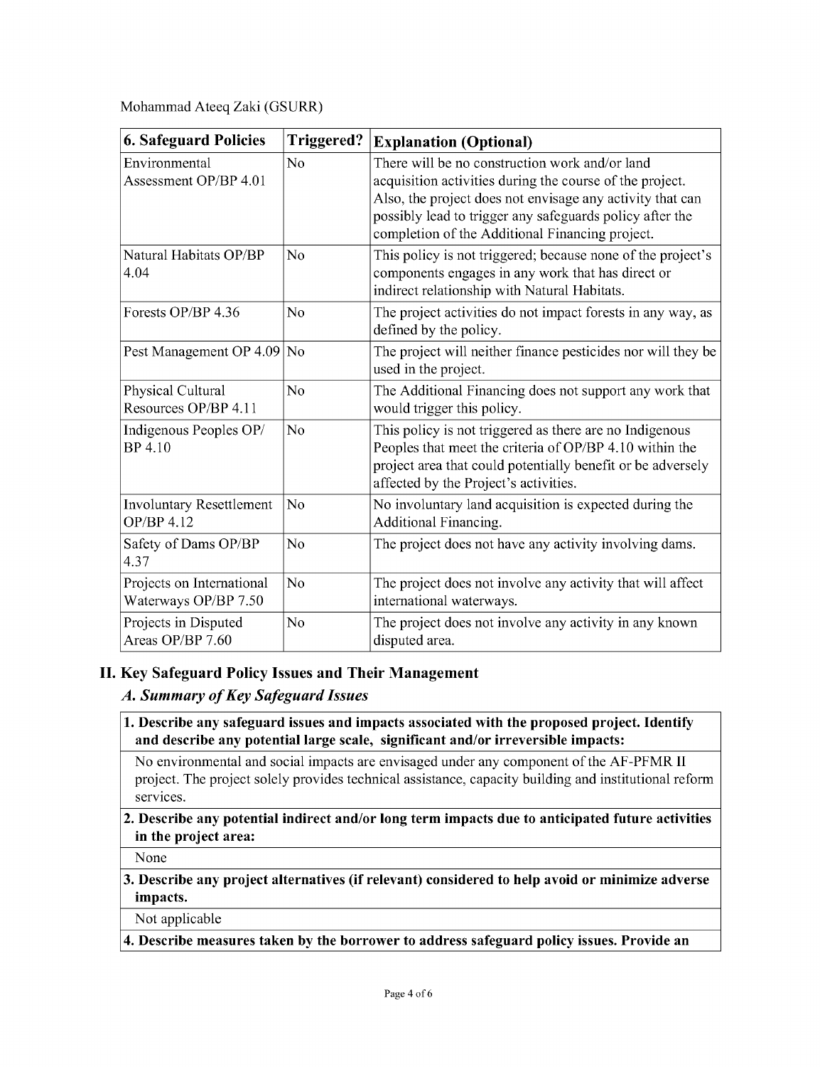Mohammad Ateeq Zaki (GSURR)

| 6. Safeguard Policies | Triggered? | Explanation (Optional) |
| --- | --- | --- |
| Environmental Assessment OP/BP 4.01 | No | There will be no construction work and/or land acquisition activities during the course of the project. Also, the project does not envisage any activity that can possibly lead to trigger any safeguards policy after the completion of the Additional Financing project. |
| Natural Habitats OP/BP 4.04 | No | This policy is not triggered; because none of the project's components engages in any work that has direct or indirect relationship with Natural Habitats. |
| Forests OP/BP 4.36 | No | The project activities do not impact forests in any way, as defined by the policy. |
| Pest Management OP 4.09 | No | The project will neither finance pesticides nor will they be used in the project. |
| Physical Cultural Resources OP/BP 4.11 | No | The Additional Financing does not support any work that would trigger this policy. |
| Indigenous Peoples OP/ BP 4.10 | No | This policy is not triggered as there are no Indigenous Peoples that meet the criteria of OP/BP 4.10 within the project area that could potentially benefit or be adversely affected by the Project's activities. |
| Involuntary Resettlement OP/BP 4.12 | No | No involuntary land acquisition is expected during the Additional Financing. |
| Safety of Dams OP/BP 4.37 | No | The project does not have any activity involving dams. |
| Projects on International Waterways OP/BP 7.50 | No | The project does not involve any activity that will affect international waterways. |
| Projects in Disputed Areas OP/BP 7.60 | No | The project does not involve any activity in any known disputed area. |

## II. Key Safeguard Policy Issues and Their Management

### *A. Summary of Key Safeguard Issues*

**1. Describe any safeguard issues and impacts associated with the proposed project. Identify and describe any potential large scale, significant and/or irreversible impacts:**

No environmental and social impacts are envisaged under any component of the AF-PFMR II project. The project solely provides technical assistance, capacity building and institutional reform services.

**2. Describe any potential indirect and/or long term impacts due to anticipated future activities in the project area:**

None

**3. Describe any project alternatives (if relevant) considered to help avoid or minimize adverse impacts.**

Not applicable

**4. Describe measures taken by the borrower to address safeguard policy issues. Provide an**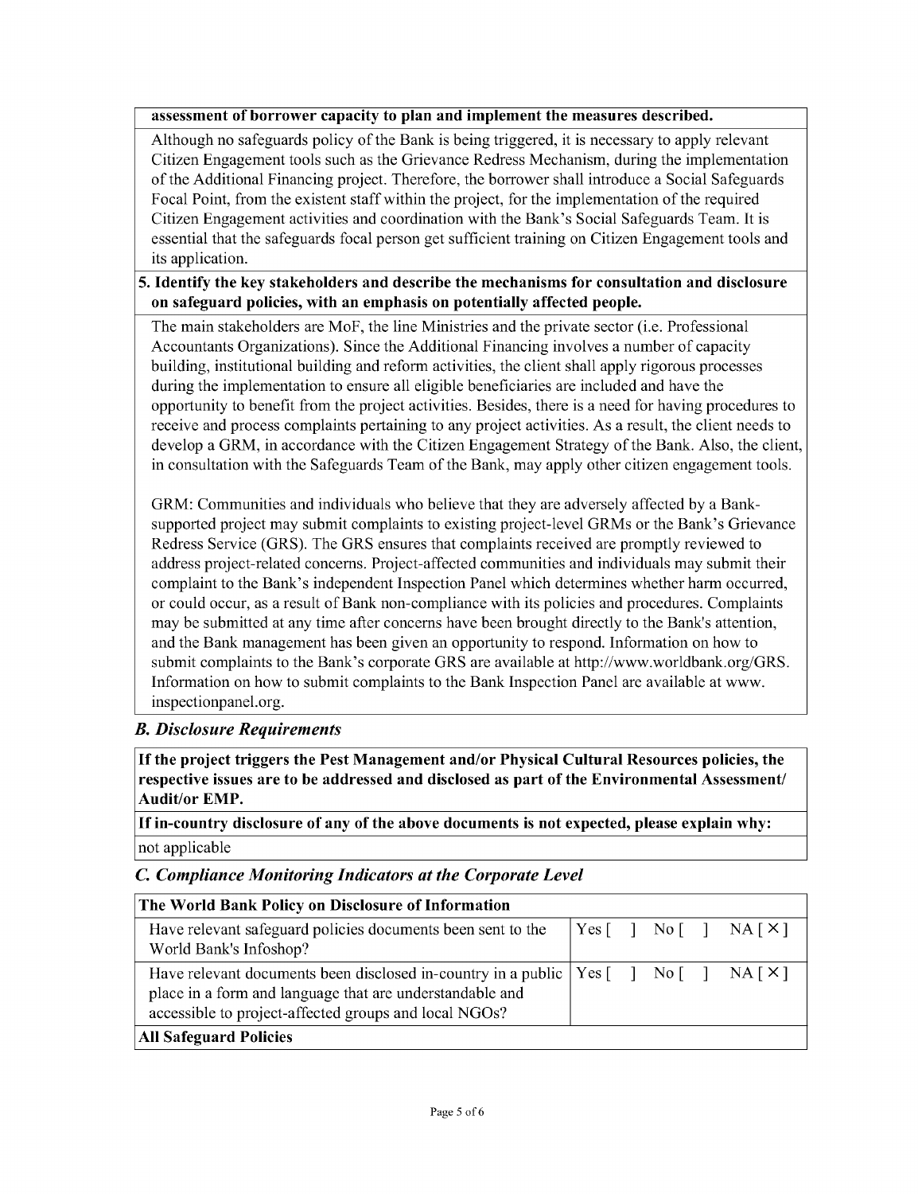**assessment of borrower capacity to plan and implement the measures described.**

Although no safeguards policy of the Bank is being triggered, it is necessary to apply relevant Citizen Engagement tools such as the Grievance Redress Mechanism, during the implementation of the Additional Financing project. Therefore, the borrower shall introduce a Social Safeguards Focal Point, from the existent staff within the project, for the implementation of the required Citizen Engagement activities and coordination with the Bank's Social Safeguards Team. It is essential that the safeguards focal person get sufficient training on Citizen Engagement tools and its application.

**5. Identify the key stakeholders and describe the mechanisms for consultation and disclosure on safeguard policies, with an emphasis on potentially affected people.**

The main stakeholders are MoF, the line Ministries and the private sector (i.e. Professional Accountants Organizations). Since the Additional Financing involves a number of capacity building, institutional building and reform activities, the client shall apply rigorous processes during the implementation to ensure all eligible beneficiaries are included and have the opportunity to benefit from the project activities. Besides, there is a need for having procedures to receive and process complaints pertaining to any project activities. As a result, the client needs to develop a GRM, in accordance with the Citizen Engagement Strategy of the Bank. Also, the client, in consultation with the Safeguards Team of the Bank, may apply other citizen engagement tools.

GRM: Communities and individuals who believe that they are adversely affected by a Bank-supported project may submit complaints to existing project-level GRMs or the Bank's Grievance Redress Service (GRS). The GRS ensures that complaints received are promptly reviewed to address project-related concerns. Project-affected communities and individuals may submit their complaint to the Bank's independent Inspection Panel which determines whether harm occurred, or could occur, as a result of Bank non-compliance with its policies and procedures. Complaints may be submitted at any time after concerns have been brought directly to the Bank's attention, and the Bank management has been given an opportunity to respond. Information on how to submit complaints to the Bank's corporate GRS are available at http://www.worldbank.org/GRS. Information on how to submit complaints to the Bank Inspection Panel are available at www. inspectionpanel.org.

### *B. Disclosure Requirements*

**If the project triggers the Pest Management and/or Physical Cultural Resources policies, the respective issues are to be addressed and disclosed as part of the Environmental Assessment/ Audit/or EMP.**

**If in-country disclosure of any of the above documents is not expected, please explain why:**

not applicable

### *C. Compliance Monitoring Indicators at the Corporate Level*

| **The World Bank Policy on Disclosure of Information** | |
|---|---|
| Have relevant safeguard policies documents been sent to the World Bank's Infoshop? | Yes [ ] No [ ] NA [ X ] |
| Have relevant documents been disclosed in-country in a public place in a form and language that are understandable and accessible to project-affected groups and local NGOs? | Yes [ ] No [ ] NA [ X ] |
| **All Safeguard Policies** | |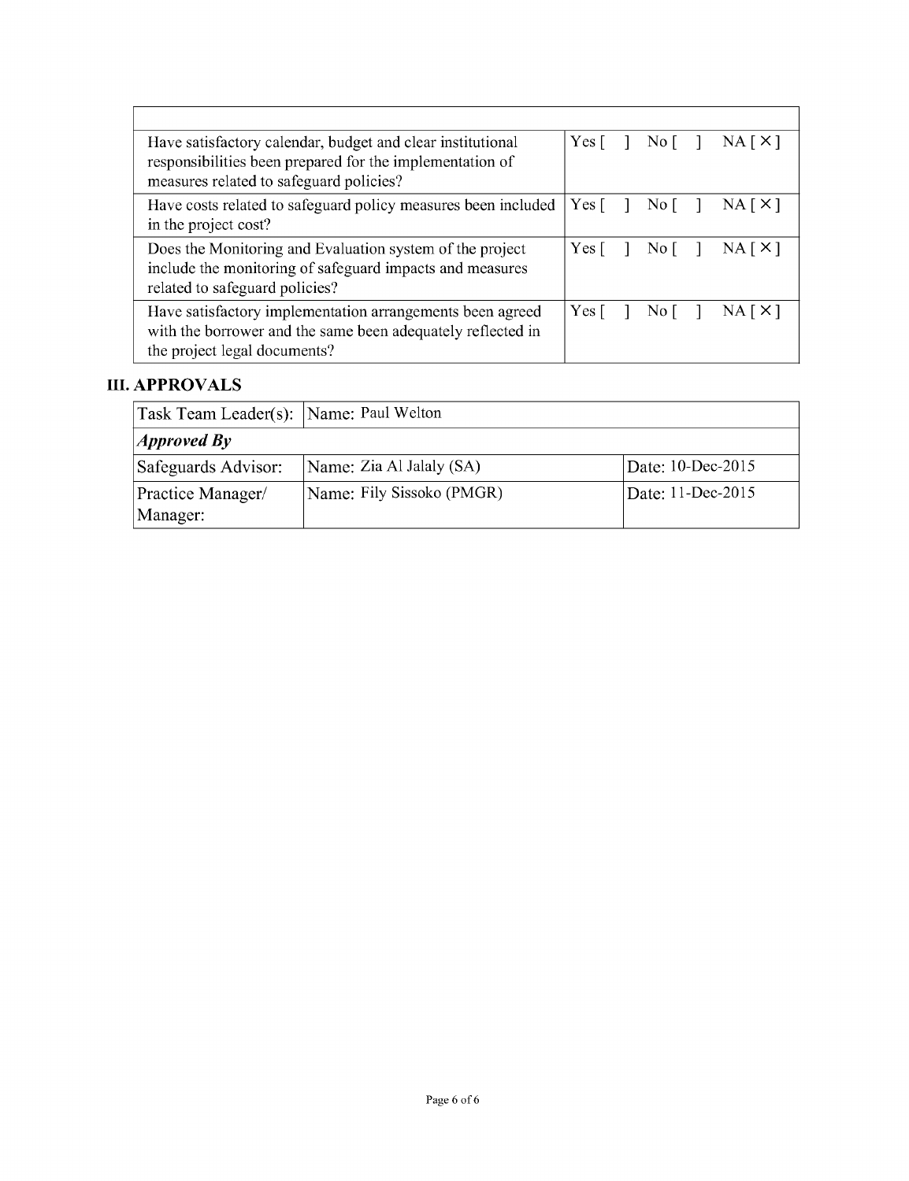| | |
|---|---|
| Have satisfactory calendar, budget and clear institutional responsibilities been prepared for the implementation of measures related to safeguard policies? | Yes [ ] No [ ] NA [ X ] |
| Have costs related to safeguard policy measures been included in the project cost? | Yes [ ] No [ ] NA [ X ] |
| Does the Monitoring and Evaluation system of the project include the monitoring of safeguard impacts and measures related to safeguard policies? | Yes [ ] No [ ] NA [ X ] |
| Have satisfactory implementation arrangements been agreed with the borrower and the same been adequately reflected in the project legal documents? | Yes [ ] No [ ] NA [ X ] |

## III. APPROVALS

| Task Team Leader(s): | Name: Paul Welton | |
|---|---|---|
| ***Approved By*** | | |
| Safeguards Advisor: | Name: Zia Al Jalaly (SA) | Date: 10-Dec-2015 |
| Practice Manager/ Manager: | Name: Fily Sissoko (PMGR) | Date: 11-Dec-2015 |